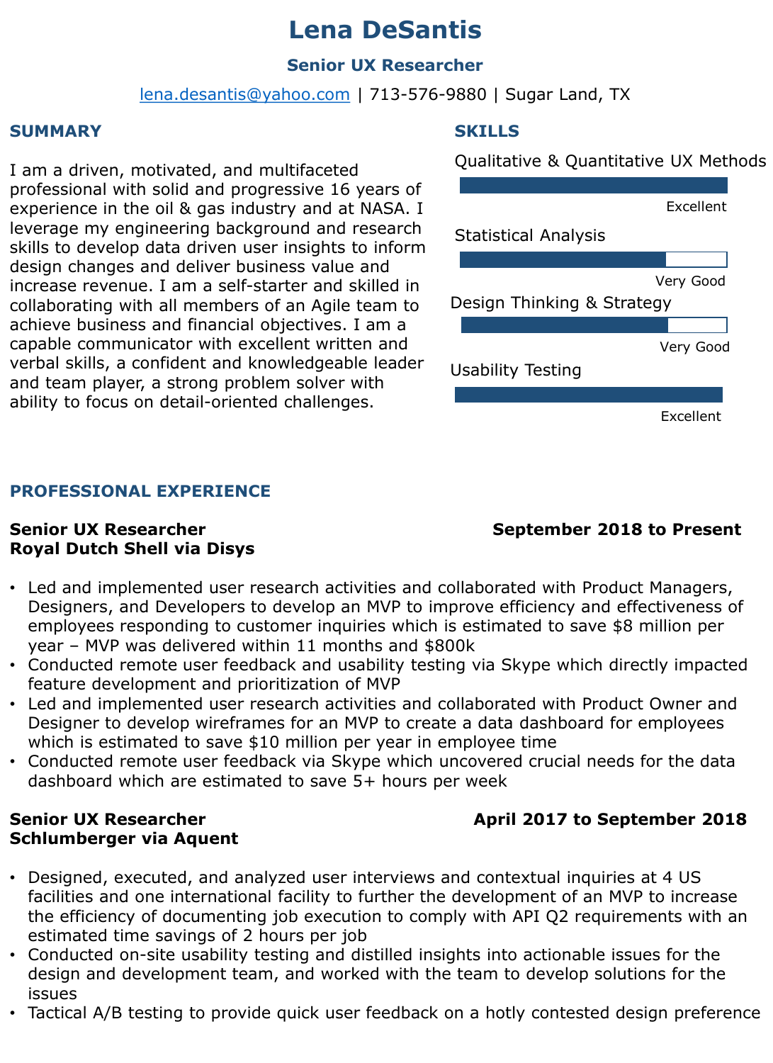# Lena DeSantis

**Senior UX Researcher**

lena.desantis@yahoo.com | 713-576-9880 | Sugar Land, TX

## SUMMARY

I am a driven, motivated, and multifaceted professional with solid and progressive 16 years of experience in the oil & gas industry and at NASA. I leverage my engineering background and research skills to develop data driven user insights to inform design changes and deliver business value and increase revenue. I am a self-starter and skilled in collaborating with all members of an Agile team to achieve business and financial objectives. I am a capable communicator with excellent written and verbal skills, a confident and knowledgeable leader and team player, a strong problem solver with ability to focus on detail-oriented challenges.

## SKILLS

- Qualitative & Quantitative UX Methods — Excellent
- Statistical Analysis — Very Good
- Design Thinking & Strategy — Very Good
- Usability Testing — Excellent

## PROFESSIONAL EXPERIENCE

**Senior UX Researcher** — **September 2018 to Present**
**Royal Dutch Shell via Disys**

- Led and implemented user research activities and collaborated with Product Managers, Designers, and Developers to develop an MVP to improve efficiency and effectiveness of employees responding to customer inquiries which is estimated to save $8 million per year – MVP was delivered within 11 months and $800k
- Conducted remote user feedback and usability testing via Skype which directly impacted feature development and prioritization of MVP
- Led and implemented user research activities and collaborated with Product Owner and Designer to develop wireframes for an MVP to create a data dashboard for employees which is estimated to save $10 million per year in employee time
- Conducted remote user feedback via Skype which uncovered crucial needs for the data dashboard which are estimated to save 5+ hours per week

**Senior UX Researcher** — **April 2017 to September 2018**
**Schlumberger via Aquent**

- Designed, executed, and analyzed user interviews and contextual inquiries at 4 US facilities and one international facility to further the development of an MVP to increase the efficiency of documenting job execution to comply with API Q2 requirements with an estimated time savings of 2 hours per job
- Conducted on-site usability testing and distilled insights into actionable issues for the design and development team, and worked with the team to develop solutions for the issues
- Tactical A/B testing to provide quick user feedback on a hotly contested design preference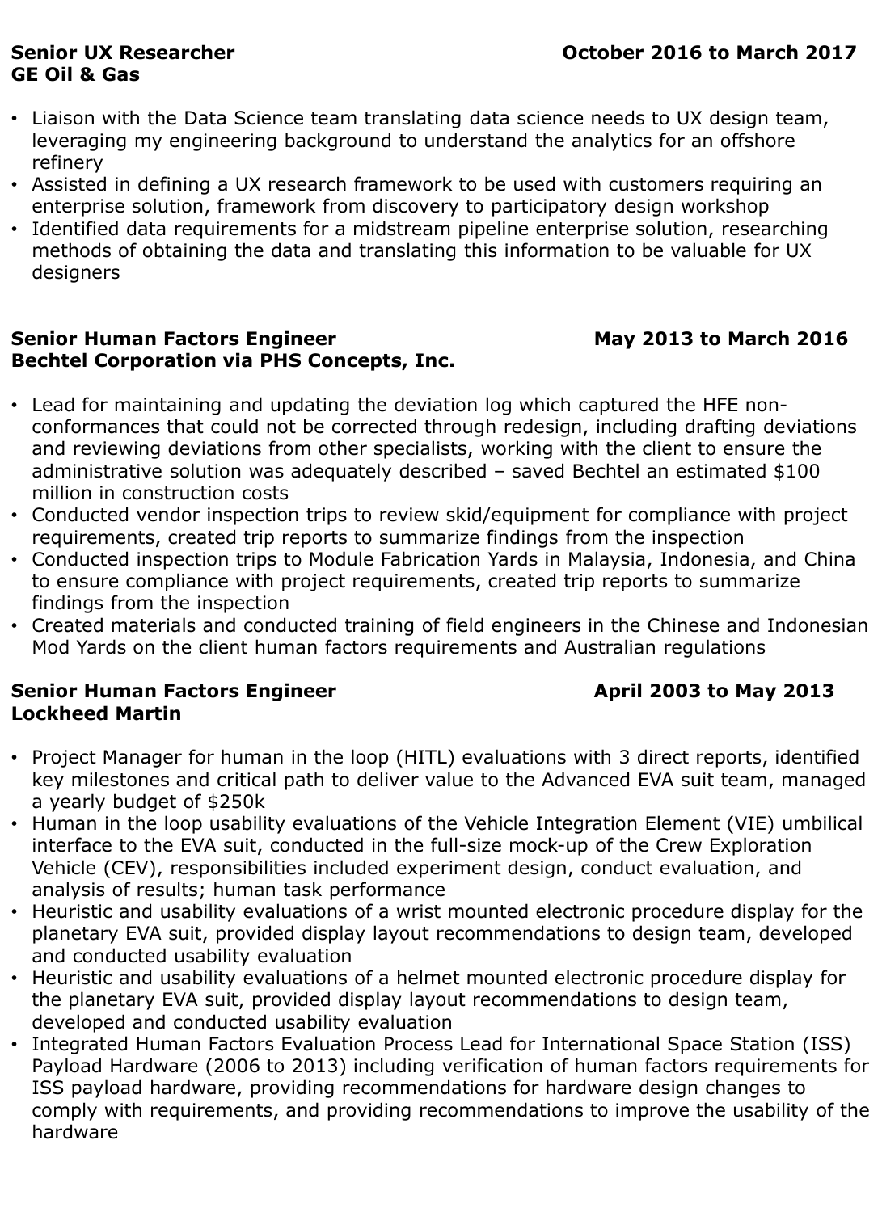**Senior UX Researcher** **October 2016 to March 2017**
**GE Oil & Gas**

- Liaison with the Data Science team translating data science needs to UX design team, leveraging my engineering background to understand the analytics for an offshore refinery
- Assisted in defining a UX research framework to be used with customers requiring an enterprise solution, framework from discovery to participatory design workshop
- Identified data requirements for a midstream pipeline enterprise solution, researching methods of obtaining the data and translating this information to be valuable for UX designers

**Senior Human Factors Engineer** **May 2013 to March 2016**
**Bechtel Corporation via PHS Concepts, Inc.**

- Lead for maintaining and updating the deviation log which captured the HFE non-conformances that could not be corrected through redesign, including drafting deviations and reviewing deviations from other specialists, working with the client to ensure the administrative solution was adequately described – saved Bechtel an estimated $100 million in construction costs
- Conducted vendor inspection trips to review skid/equipment for compliance with project requirements, created trip reports to summarize findings from the inspection
- Conducted inspection trips to Module Fabrication Yards in Malaysia, Indonesia, and China to ensure compliance with project requirements, created trip reports to summarize findings from the inspection
- Created materials and conducted training of field engineers in the Chinese and Indonesian Mod Yards on the client human factors requirements and Australian regulations

**Senior Human Factors Engineer** **April 2003 to May 2013**
**Lockheed Martin**

- Project Manager for human in the loop (HITL) evaluations with 3 direct reports, identified key milestones and critical path to deliver value to the Advanced EVA suit team, managed a yearly budget of $250k
- Human in the loop usability evaluations of the Vehicle Integration Element (VIE) umbilical interface to the EVA suit, conducted in the full-size mock-up of the Crew Exploration Vehicle (CEV), responsibilities included experiment design, conduct evaluation, and analysis of results; human task performance
- Heuristic and usability evaluations of a wrist mounted electronic procedure display for the planetary EVA suit, provided display layout recommendations to design team, developed and conducted usability evaluation
- Heuristic and usability evaluations of a helmet mounted electronic procedure display for the planetary EVA suit, provided display layout recommendations to design team, developed and conducted usability evaluation
- Integrated Human Factors Evaluation Process Lead for International Space Station (ISS) Payload Hardware (2006 to 2013) including verification of human factors requirements for ISS payload hardware, providing recommendations for hardware design changes to comply with requirements, and providing recommendations to improve the usability of the hardware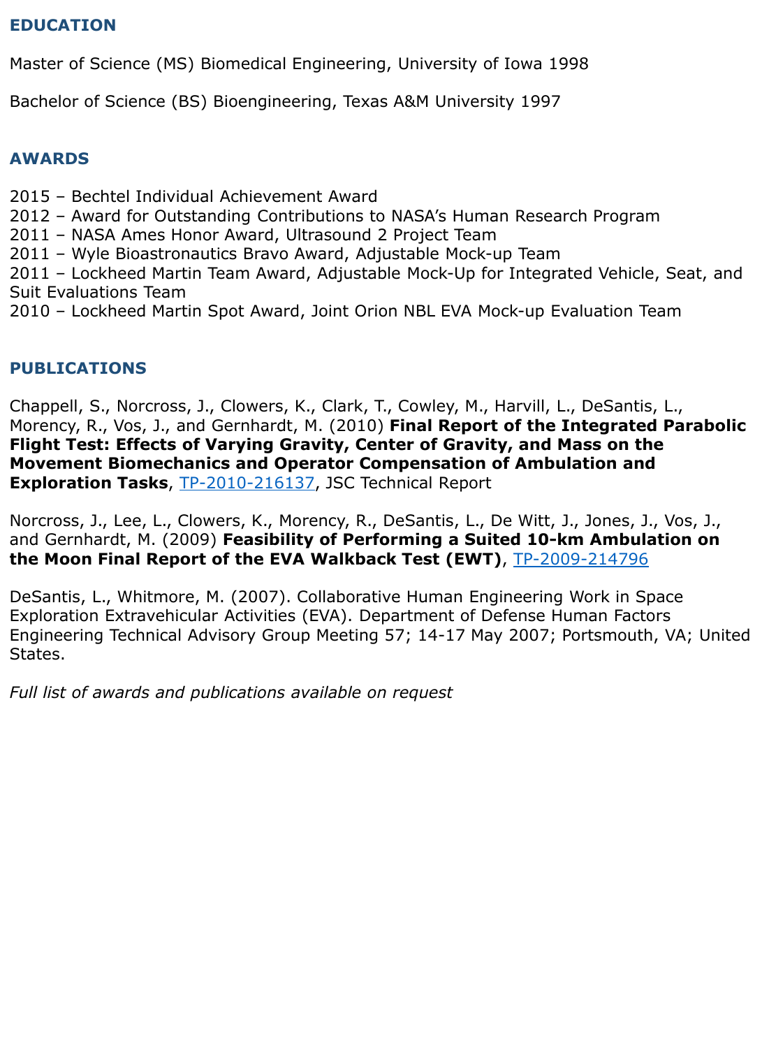## EDUCATION

Master of Science (MS) Biomedical Engineering, University of Iowa 1998

Bachelor of Science (BS) Bioengineering, Texas A&M University 1997

## AWARDS

2015 – Bechtel Individual Achievement Award
2012 – Award for Outstanding Contributions to NASA's Human Research Program
2011 – NASA Ames Honor Award, Ultrasound 2 Project Team
2011 – Wyle Bioastronautics Bravo Award, Adjustable Mock-up Team
2011 – Lockheed Martin Team Award, Adjustable Mock-Up for Integrated Vehicle, Seat, and Suit Evaluations Team
2010 – Lockheed Martin Spot Award, Joint Orion NBL EVA Mock-up Evaluation Team

## PUBLICATIONS

Chappell, S., Norcross, J., Clowers, K., Clark, T., Cowley, M., Harvill, L., DeSantis, L., Morency, R., Vos, J., and Gernhardt, M. (2010) **Final Report of the Integrated Parabolic Flight Test: Effects of Varying Gravity, Center of Gravity, and Mass on the Movement Biomechanics and Operator Compensation of Ambulation and Exploration Tasks**, TP-2010-216137, JSC Technical Report

Norcross, J., Lee, L., Clowers, K., Morency, R., DeSantis, L., De Witt, J., Jones, J., Vos, J., and Gernhardt, M. (2009) **Feasibility of Performing a Suited 10-km Ambulation on the Moon Final Report of the EVA Walkback Test (EWT)**, TP-2009-214796

DeSantis, L., Whitmore, M. (2007). Collaborative Human Engineering Work in Space Exploration Extravehicular Activities (EVA). Department of Defense Human Factors Engineering Technical Advisory Group Meeting 57; 14-17 May 2007; Portsmouth, VA; United States.

*Full list of awards and publications available on request*